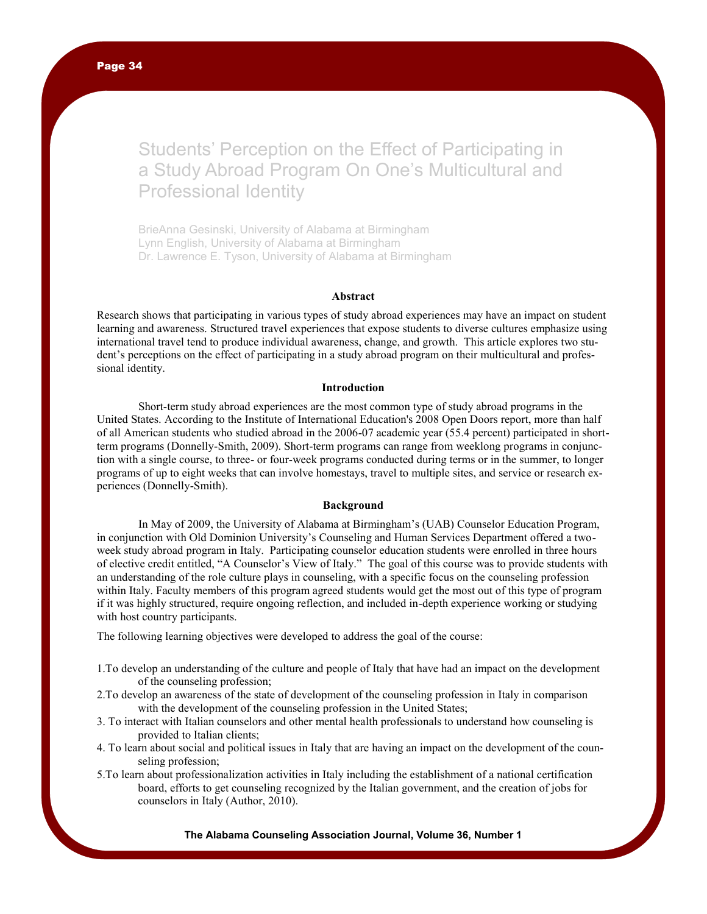# Students' Perception on the Effect of Participating in a Study Abroad Program On One's Multicultural and Professional Identity

BrieAnna Gesinski, University of Alabama at Birmingham
Lynn English, University of Alabama at Birmingham
Dr. Lawrence E. Tyson, University of Alabama at Birmingham

### Abstract

Research shows that participating in various types of study abroad experiences may have an impact on student learning and awareness. Structured travel experiences that expose students to diverse cultures emphasize using international travel tend to produce individual awareness, change, and growth. This article explores two student's perceptions on the effect of participating in a study abroad program on their multicultural and professional identity.

### Introduction

Short-term study abroad experiences are the most common type of study abroad programs in the United States. According to the Institute of International Education's 2008 Open Doors report, more than half of all American students who studied abroad in the 2006-07 academic year (55.4 percent) participated in short-term programs (Donnelly-Smith, 2009). Short-term programs can range from weeklong programs in conjunction with a single course, to three- or four-week programs conducted during terms or in the summer, to longer programs of up to eight weeks that can involve homestays, travel to multiple sites, and service or research experiences (Donnelly-Smith).

### Background

In May of 2009, the University of Alabama at Birmingham's (UAB) Counselor Education Program, in conjunction with Old Dominion University's Counseling and Human Services Department offered a two-week study abroad program in Italy. Participating counselor education students were enrolled in three hours of elective credit entitled, "A Counselor's View of Italy." The goal of this course was to provide students with an understanding of the role culture plays in counseling, with a specific focus on the counseling profession within Italy. Faculty members of this program agreed students would get the most out of this type of program if it was highly structured, require ongoing reflection, and included in-depth experience working or studying with host country participants.

The following learning objectives were developed to address the goal of the course:

1. To develop an understanding of the culture and people of Italy that have had an impact on the development of the counseling profession;
2. To develop an awareness of the state of development of the counseling profession in Italy in comparison with the development of the counseling profession in the United States;
3. To interact with Italian counselors and other mental health professionals to understand how counseling is provided to Italian clients;
4. To learn about social and political issues in Italy that are having an impact on the development of the counseling profession;
5. To learn about professionalization activities in Italy including the establishment of a national certification board, efforts to get counseling recognized by the Italian government, and the creation of jobs for counselors in Italy (Author, 2010).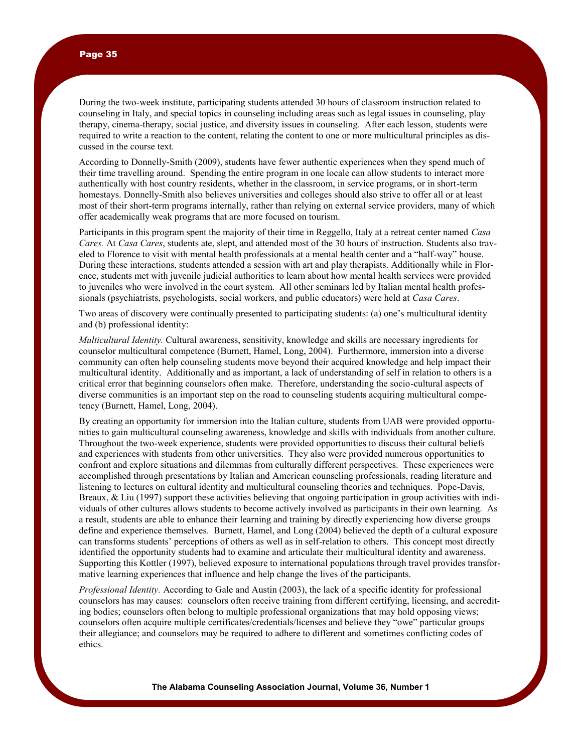During the two-week institute, participating students attended 30 hours of classroom instruction related to counseling in Italy, and special topics in counseling including areas such as legal issues in counseling, play therapy, cinema-therapy, social justice, and diversity issues in counseling. After each lesson, students were required to write a reaction to the content, relating the content to one or more multicultural principles as discussed in the course text.

According to Donnelly-Smith (2009), students have fewer authentic experiences when they spend much of their time travelling around. Spending the entire program in one locale can allow students to interact more authentically with host country residents, whether in the classroom, in service programs, or in short-term homestays. Donnelly-Smith also believes universities and colleges should also strive to offer all or at least most of their short-term programs internally, rather than relying on external service providers, many of which offer academically weak programs that are more focused on tourism.

Participants in this program spent the majority of their time in Reggello, Italy at a retreat center named *Casa Cares.* At *Casa Cares*, students ate, slept, and attended most of the 30 hours of instruction. Students also traveled to Florence to visit with mental health professionals at a mental health center and a "half-way" house. During these interactions, students attended a session with art and play therapists. Additionally while in Florence, students met with juvenile judicial authorities to learn about how mental health services were provided to juveniles who were involved in the court system. All other seminars led by Italian mental health professionals (psychiatrists, psychologists, social workers, and public educators) were held at *Casa Cares*.

Two areas of discovery were continually presented to participating students: (a) one's multicultural identity and (b) professional identity:

*Multicultural Identity.* Cultural awareness, sensitivity, knowledge and skills are necessary ingredients for counselor multicultural competence (Burnett, Hamel, Long, 2004). Furthermore, immersion into a diverse community can often help counseling students move beyond their acquired knowledge and help impact their multicultural identity. Additionally and as important, a lack of understanding of self in relation to others is a critical error that beginning counselors often make. Therefore, understanding the socio-cultural aspects of diverse communities is an important step on the road to counseling students acquiring multicultural competency (Burnett, Hamel, Long, 2004).

By creating an opportunity for immersion into the Italian culture, students from UAB were provided opportunities to gain multicultural counseling awareness, knowledge and skills with individuals from another culture. Throughout the two-week experience, students were provided opportunities to discuss their cultural beliefs and experiences with students from other universities. They also were provided numerous opportunities to confront and explore situations and dilemmas from culturally different perspectives. These experiences were accomplished through presentations by Italian and American counseling professionals, reading literature and listening to lectures on cultural identity and multicultural counseling theories and techniques. Pope-Davis, Breaux, & Liu (1997) support these activities believing that ongoing participation in group activities with individuals of other cultures allows students to become actively involved as participants in their own learning. As a result, students are able to enhance their learning and training by directly experiencing how diverse groups define and experience themselves. Burnett, Hamel, and Long (2004) believed the depth of a cultural exposure can transforms students' perceptions of others as well as in self-relation to others. This concept most directly identified the opportunity students had to examine and articulate their multicultural identity and awareness. Supporting this Kottler (1997), believed exposure to international populations through travel provides transformative learning experiences that influence and help change the lives of the participants.

*Professional Identity.* According to Gale and Austin (2003), the lack of a specific identity for professional counselors has may causes: counselors often receive training from different certifying, licensing, and accrediting bodies; counselors often belong to multiple professional organizations that may hold opposing views; counselors often acquire multiple certificates/credentials/licenses and believe they "owe" particular groups their allegiance; and counselors may be required to adhere to different and sometimes conflicting codes of ethics.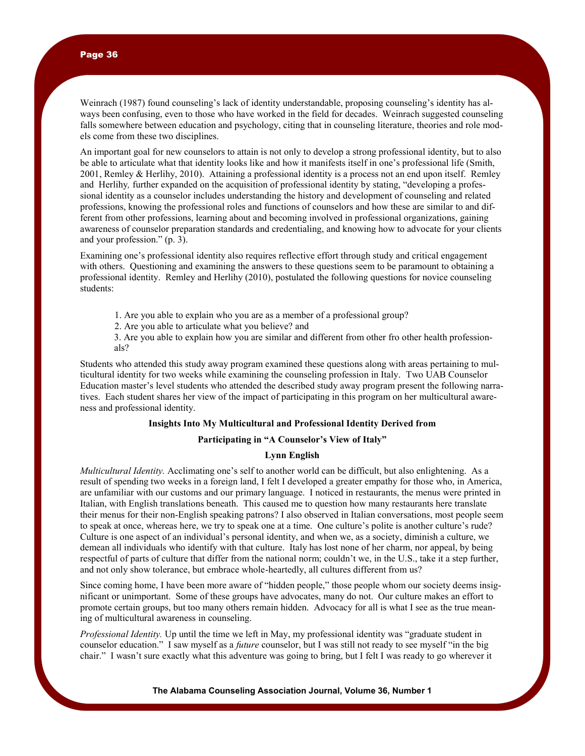Weinrach (1987) found counseling's lack of identity understandable, proposing counseling's identity has always been confusing, even to those who have worked in the field for decades. Weinrach suggested counseling falls somewhere between education and psychology, citing that in counseling literature, theories and role models come from these two disciplines.

An important goal for new counselors to attain is not only to develop a strong professional identity, but to also be able to articulate what that identity looks like and how it manifests itself in one's professional life (Smith, 2001, Remley & Herlihy, 2010). Attaining a professional identity is a process not an end upon itself. Remley and Herlihy, further expanded on the acquisition of professional identity by stating, "developing a professional identity as a counselor includes understanding the history and development of counseling and related professions, knowing the professional roles and functions of counselors and how these are similar to and different from other professions, learning about and becoming involved in professional organizations, gaining awareness of counselor preparation standards and credentialing, and knowing how to advocate for your clients and your profession." (p. 3).

Examining one's professional identity also requires reflective effort through study and critical engagement with others. Questioning and examining the answers to these questions seem to be paramount to obtaining a professional identity. Remley and Herlihy (2010), postulated the following questions for novice counseling students:

1. Are you able to explain who you are as a member of a professional group?
2. Are you able to articulate what you believe? and
3. Are you able to explain how you are similar and different from other fro other health professionals?

Students who attended this study away program examined these questions along with areas pertaining to multicultural identity for two weeks while examining the counseling profession in Italy. Two UAB Counselor Education master's level students who attended the described study away program present the following narratives. Each student shares her view of the impact of participating in this program on her multicultural awareness and professional identity.

**Insights Into My Multicultural and Professional Identity Derived from Participating in "A Counselor's View of Italy"**

**Lynn English**

*Multicultural Identity.* Acclimating one's self to another world can be difficult, but also enlightening. As a result of spending two weeks in a foreign land, I felt I developed a greater empathy for those who, in America, are unfamiliar with our customs and our primary language. I noticed in restaurants, the menus were printed in Italian, with English translations beneath. This caused me to question how many restaurants here translate their menus for their non-English speaking patrons? I also observed in Italian conversations, most people seem to speak at once, whereas here, we try to speak one at a time. One culture's polite is another culture's rude? Culture is one aspect of an individual's personal identity, and when we, as a society, diminish a culture, we demean all individuals who identify with that culture. Italy has lost none of her charm, nor appeal, by being respectful of parts of culture that differ from the national norm; couldn't we, in the U.S., take it a step further, and not only show tolerance, but embrace whole-heartedly, all cultures different from us?

Since coming home, I have been more aware of "hidden people," those people whom our society deems insignificant or unimportant. Some of these groups have advocates, many do not. Our culture makes an effort to promote certain groups, but too many others remain hidden. Advocacy for all is what I see as the true meaning of multicultural awareness in counseling.

*Professional Identity.* Up until the time we left in May, my professional identity was "graduate student in counselor education." I saw myself as a *future* counselor, but I was still not ready to see myself "in the big chair." I wasn't sure exactly what this adventure was going to bring, but I felt I was ready to go wherever it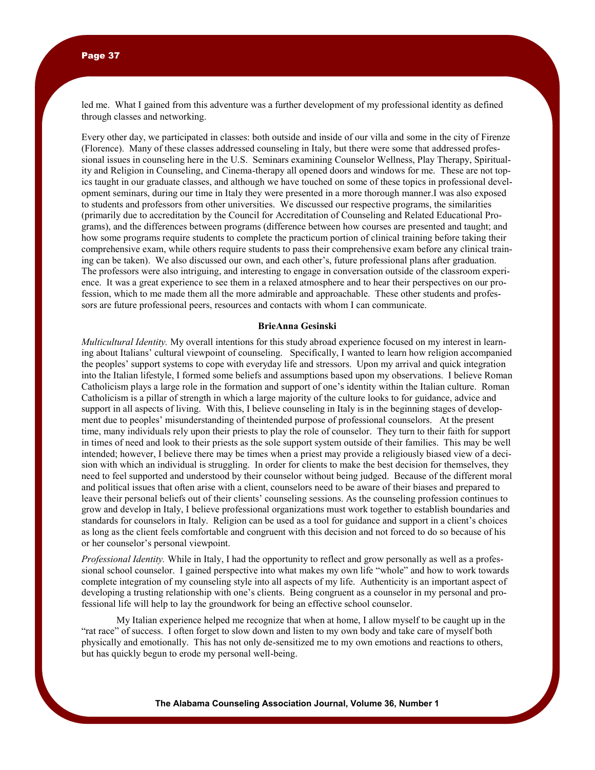led me. What I gained from this adventure was a further development of my professional identity as defined through classes and networking.

Every other day, we participated in classes: both outside and inside of our villa and some in the city of Firenze (Florence). Many of these classes addressed counseling in Italy, but there were some that addressed professional issues in counseling here in the U.S. Seminars examining Counselor Wellness, Play Therapy, Spirituality and Religion in Counseling, and Cinema-therapy all opened doors and windows for me. These are not topics taught in our graduate classes, and although we have touched on some of these topics in professional development seminars, during our time in Italy they were presented in a more thorough manner.I was also exposed to students and professors from other universities. We discussed our respective programs, the similarities (primarily due to accreditation by the Council for Accreditation of Counseling and Related Educational Programs), and the differences between programs (difference between how courses are presented and taught; and how some programs require students to complete the practicum portion of clinical training before taking their comprehensive exam, while others require students to pass their comprehensive exam before any clinical training can be taken). We also discussed our own, and each other's, future professional plans after graduation. The professors were also intriguing, and interesting to engage in conversation outside of the classroom experience. It was a great experience to see them in a relaxed atmosphere and to hear their perspectives on our profession, which to me made them all the more admirable and approachable. These other students and professors are future professional peers, resources and contacts with whom I can communicate.

**BrieAnna Gesinski**

*Multicultural Identity.* My overall intentions for this study abroad experience focused on my interest in learning about Italians' cultural viewpoint of counseling. Specifically, I wanted to learn how religion accompanied the peoples' support systems to cope with everyday life and stressors. Upon my arrival and quick integration into the Italian lifestyle, I formed some beliefs and assumptions based upon my observations. I believe Roman Catholicism plays a large role in the formation and support of one's identity within the Italian culture. Roman Catholicism is a pillar of strength in which a large majority of the culture looks to for guidance, advice and support in all aspects of living. With this, I believe counseling in Italy is in the beginning stages of development due to peoples' misunderstanding of theintended purpose of professional counselors. At the present time, many individuals rely upon their priests to play the role of counselor. They turn to their faith for support in times of need and look to their priests as the sole support system outside of their families. This may be well intended; however, I believe there may be times when a priest may provide a religiously biased view of a decision with which an individual is struggling. In order for clients to make the best decision for themselves, they need to feel supported and understood by their counselor without being judged. Because of the different moral and political issues that often arise with a client, counselors need to be aware of their biases and prepared to leave their personal beliefs out of their clients' counseling sessions. As the counseling profession continues to grow and develop in Italy, I believe professional organizations must work together to establish boundaries and standards for counselors in Italy. Religion can be used as a tool for guidance and support in a client's choices as long as the client feels comfortable and congruent with this decision and not forced to do so because of his or her counselor's personal viewpoint.

*Professional Identity.* While in Italy, I had the opportunity to reflect and grow personally as well as a professional school counselor. I gained perspective into what makes my own life "whole" and how to work towards complete integration of my counseling style into all aspects of my life. Authenticity is an important aspect of developing a trusting relationship with one's clients. Being congruent as a counselor in my personal and professional life will help to lay the groundwork for being an effective school counselor.

My Italian experience helped me recognize that when at home, I allow myself to be caught up in the "rat race" of success. I often forget to slow down and listen to my own body and take care of myself both physically and emotionally. This has not only de-sensitized me to my own emotions and reactions to others, but has quickly begun to erode my personal well-being.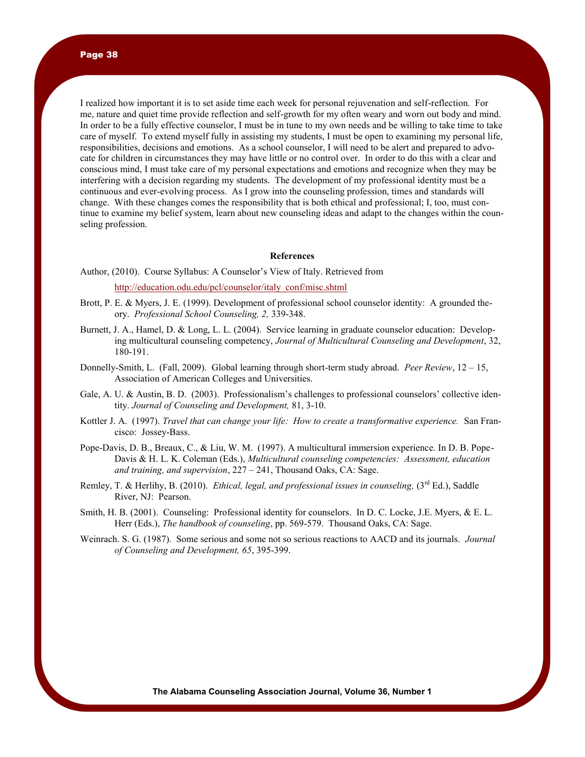I realized how important it is to set aside time each week for personal rejuvenation and self-reflection. For me, nature and quiet time provide reflection and self-growth for my often weary and worn out body and mind. In order to be a fully effective counselor, I must be in tune to my own needs and be willing to take time to take care of myself. To extend myself fully in assisting my students, I must be open to examining my personal life, responsibilities, decisions and emotions. As a school counselor, I will need to be alert and prepared to advocate for children in circumstances they may have little or no control over. In order to do this with a clear and conscious mind, I must take care of my personal expectations and emotions and recognize when they may be interfering with a decision regarding my students. The development of my professional identity must be a continuous and ever-evolving process. As I grow into the counseling profession, times and standards will change. With these changes comes the responsibility that is both ethical and professional; I, too, must continue to examine my belief system, learn about new counseling ideas and adapt to the changes within the counseling profession.

## References

Author, (2010). Course Syllabus: A Counselor's View of Italy. Retrieved from http://education.odu.edu/pcl/counselor/italy_conf/misc.shtml

Brott, P. E. & Myers, J. E. (1999). Development of professional school counselor identity: A grounded theory. *Professional School Counseling, 2,* 339-348.

Burnett, J. A., Hamel, D. & Long, L. L. (2004). Service learning in graduate counselor education: Developing multicultural counseling competency, *Journal of Multicultural Counseling and Development*, 32, 180-191.

Donnelly-Smith, L. (Fall, 2009). Global learning through short-term study abroad. *Peer Review*, 12 – 15, Association of American Colleges and Universities.

Gale, A. U. & Austin, B. D. (2003). Professionalism's challenges to professional counselors' collective identity. *Journal of Counseling and Development,* 81, 3-10.

Kottler J. A. (1997). *Travel that can change your life: How to create a transformative experience.* San Francisco: Jossey-Bass.

Pope-Davis, D. B., Breaux, C., & Liu, W. M. (1997). A multicultural immersion experience. In D. B. Pope-Davis & H. L. K. Coleman (Eds.), *Multicultural counseling competencies: Assessment, education and training, and supervision*, 227 – 241, Thousand Oaks, CA: Sage.

Remley, T. & Herlihy, B. (2010). *Ethical, legal, and professional issues in counseling,* (3rd Ed.), Saddle River, NJ: Pearson.

Smith, H. B. (2001). Counseling: Professional identity for counselors. In D. C. Locke, J.E. Myers, & E. L. Herr (Eds.), *The handbook of counseling*, pp. 569-579. Thousand Oaks, CA: Sage.

Weinrach. S. G. (1987). Some serious and some not so serious reactions to AACD and its journals. *Journal of Counseling and Development, 65*, 395-399.